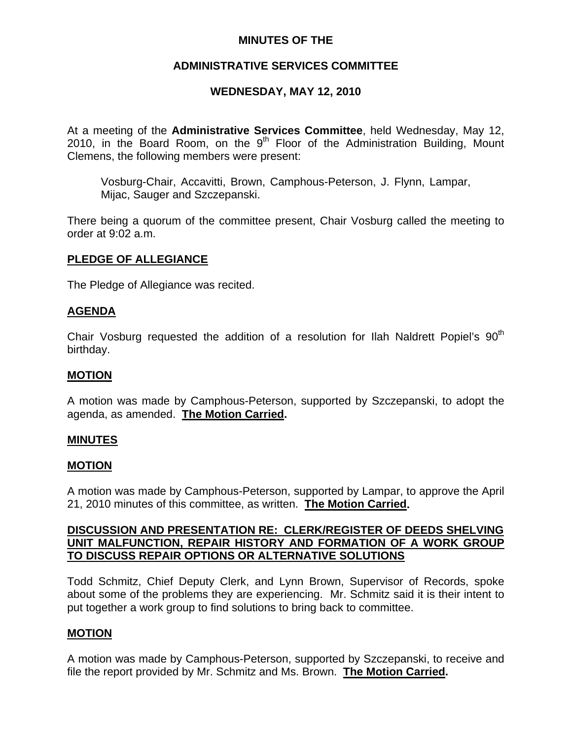# MINUTES OF THE

## ADMINISTRATIVE SERVICES COMMITTEE

### WEDNESDAY, MAY 12, 2010

At a meeting of the **Administrative Services Committee**, held Wednesday, May 12, 2010, in the Board Room, on the 9th Floor of the Administration Building, Mount Clemens, the following members were present:

Vosburg-Chair, Accavitti, Brown, Camphous-Peterson, J. Flynn, Lampar, Mijac, Sauger and Szczepanski.

There being a quorum of the committee present, Chair Vosburg called the meeting to order at 9:02 a.m.

**PLEDGE OF ALLEGIANCE**

The Pledge of Allegiance was recited.

**AGENDA**

Chair Vosburg requested the addition of a resolution for Ilah Naldrett Popiel's 90th birthday.

**MOTION**

A motion was made by Camphous-Peterson, supported by Szczepanski, to adopt the agenda, as amended. **The Motion Carried.**

**MINUTES**

**MOTION**

A motion was made by Camphous-Peterson, supported by Lampar, to approve the April 21, 2010 minutes of this committee, as written. **The Motion Carried.**

**DISCUSSION AND PRESENTATION RE: CLERK/REGISTER OF DEEDS SHELVING UNIT MALFUNCTION, REPAIR HISTORY AND FORMATION OF A WORK GROUP TO DISCUSS REPAIR OPTIONS OR ALTERNATIVE SOLUTIONS**

Todd Schmitz, Chief Deputy Clerk, and Lynn Brown, Supervisor of Records, spoke about some of the problems they are experiencing. Mr. Schmitz said it is their intent to put together a work group to find solutions to bring back to committee.

**MOTION**

A motion was made by Camphous-Peterson, supported by Szczepanski, to receive and file the report provided by Mr. Schmitz and Ms. Brown. **The Motion Carried.**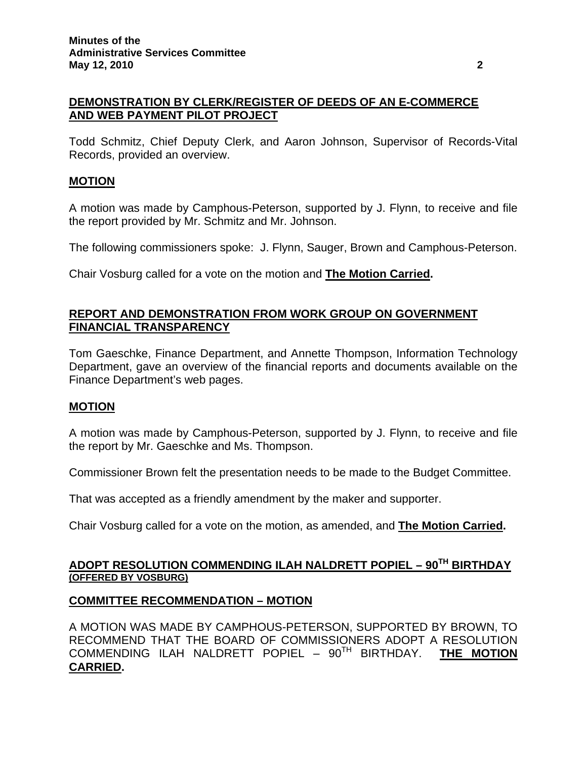## **DEMONSTRATION BY CLERK/REGISTER OF DEEDS OF AN E-COMMERCE AND WEB PAYMENT PILOT PROJECT**

Todd Schmitz, Chief Deputy Clerk, and Aaron Johnson, Supervisor of Records-Vital Records, provided an overview.

### **MOTION**

A motion was made by Camphous-Peterson, supported by J. Flynn, to receive and file the report provided by Mr. Schmitz and Mr. Johnson.

The following commissioners spoke: J. Flynn, Sauger, Brown and Camphous-Peterson.

Chair Vosburg called for a vote on the motion and **The Motion Carried.**

## **REPORT AND DEMONSTRATION FROM WORK GROUP ON GOVERNMENT FINANCIAL TRANSPARENCY**

Tom Gaeschke, Finance Department, and Annette Thompson, Information Technology Department, gave an overview of the financial reports and documents available on the Finance Department's web pages.

### **MOTION**

A motion was made by Camphous-Peterson, supported by J. Flynn, to receive and file the report by Mr. Gaeschke and Ms. Thompson.

Commissioner Brown felt the presentation needs to be made to the Budget Committee.

That was accepted as a friendly amendment by the maker and supporter.

Chair Vosburg called for a vote on the motion, as amended, and **The Motion Carried.**

## **ADOPT RESOLUTION COMMENDING ILAH NALDRETT POPIEL – 90TH BIRTHDAY (OFFERED BY VOSBURG)**

### **COMMITTEE RECOMMENDATION – MOTION**

A MOTION WAS MADE BY CAMPHOUS-PETERSON, SUPPORTED BY BROWN, TO RECOMMEND THAT THE BOARD OF COMMISSIONERS ADOPT A RESOLUTION COMMENDING ILAH NALDRETT POPIEL – 90TH BIRTHDAY. **THE MOTION CARRIED.**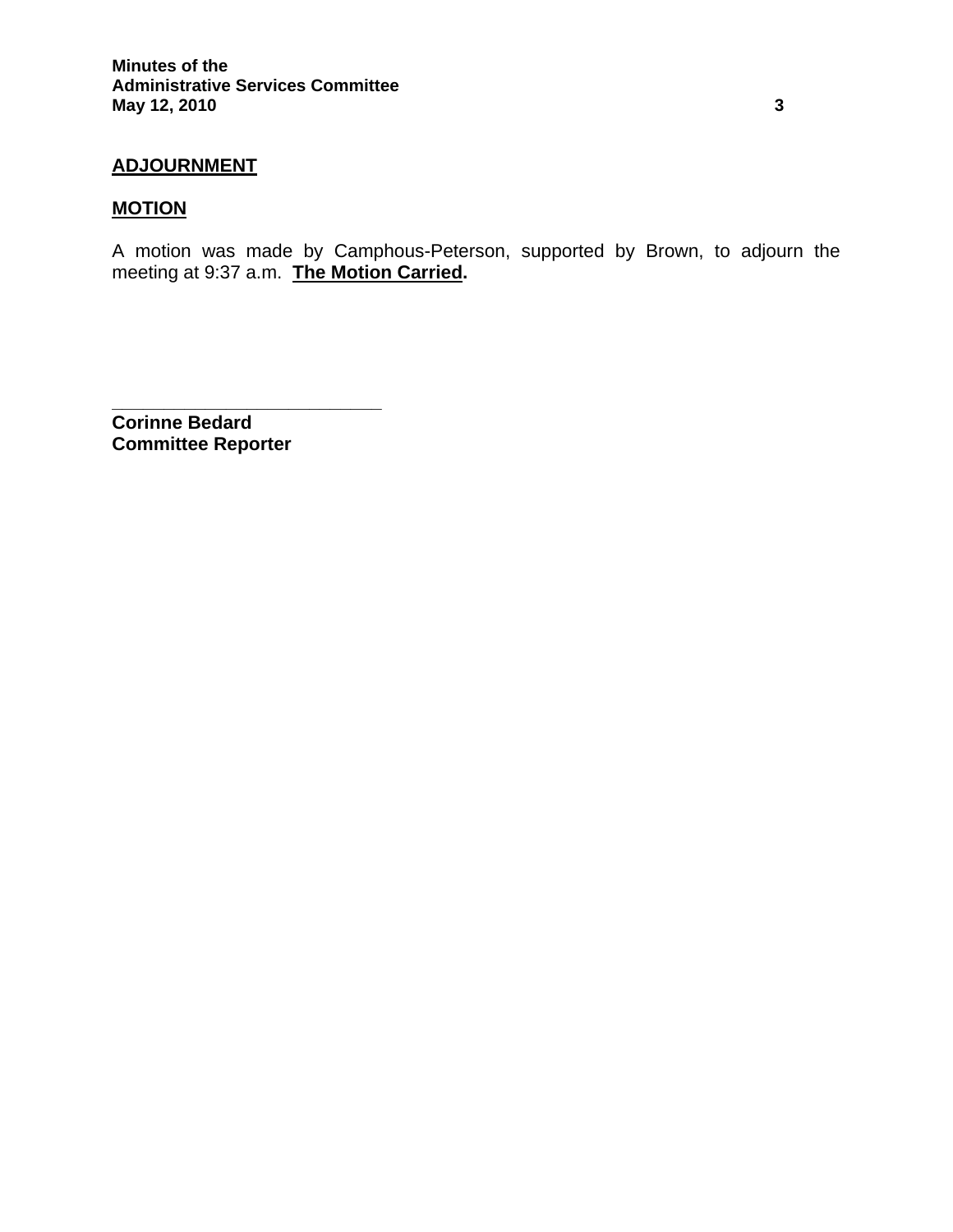**ADJOURNMENT**

**MOTION**

A motion was made by Camphous-Peterson, supported by Brown, to adjourn the meeting at 9:37 a.m. **The Motion Carried.**

\_\_\_\_\_\_\_\_\_\_\_\_\_\_\_\_\_\_\_\_\_\_\_\_\_\_\_\_
**Corinne Bedard**
**Committee Reporter**